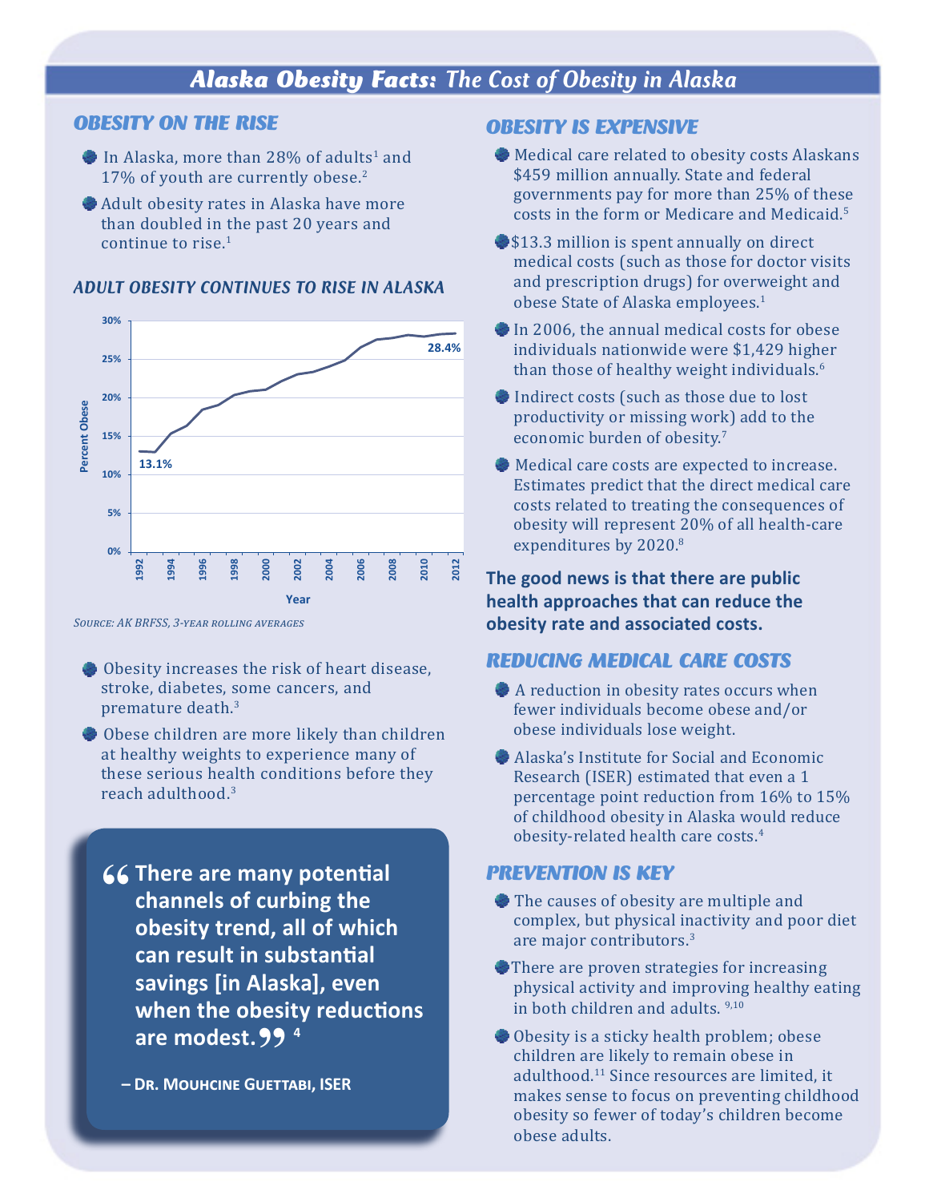# *Alaska Obesity Facts: The Cost of Obesity in Alaska*

## *OBESITY ON THE RISE*

- In Alaska, more than 28% of adults[1] and 17% of youth are currently obese.[2]
- Adult obesity rates in Alaska have more than doubled in the past 20 years and continue to rise.[1]

### *ADULT OBESITY CONTINUES TO RISE IN ALASKA*

*Source: AK BRFSS, 3-year rolling averages*

- Obesity increases the risk of heart disease, stroke, diabetes, some cancers, and premature death.[3]
- Obese children are more likely than children at healthy weights to experience many of these serious health conditions before they reach adulthood.[3]

> **"There are many potential channels of curbing the obesity trend, all of which can result in substantial savings [in Alaska], even when the obesity reductions are modest."** [4]
>
> **– Dr. Mouhcine Guettabi, ISER**

## *OBESITY IS EXPENSIVE*

- Medical care related to obesity costs Alaskans $459 million annually. State and federal governments pay for more than 25% of these costs in the form or Medicare and Medicaid.[5]
- $13.3 million is spent annually on direct medical costs (such as those for doctor visits and prescription drugs) for overweight and obese State of Alaska employees.[1]
- In 2006, the annual medical costs for obese individuals nationwide were $1,429 higher than those of healthy weight individuals.[6]
- Indirect costs (such as those due to lost productivity or missing work) add to the economic burden of obesity.[7]
- Medical care costs are expected to increase. Estimates predict that the direct medical care costs related to treating the consequences of obesity will represent 20% of all health-care expenditures by 2020.[8]

**The good news is that there are public health approaches that can reduce the obesity rate and associated costs.**

## *REDUCING MEDICAL CARE COSTS*

- A reduction in obesity rates occurs when fewer individuals become obese and/or obese individuals lose weight.
- Alaska's Institute for Social and Economic Research (ISER) estimated that even a 1 percentage point reduction from 16% to 15% of childhood obesity in Alaska would reduce obesity-related health care costs.[4]

## *PREVENTION IS KEY*

- The causes of obesity are multiple and complex, but physical inactivity and poor diet are major contributors.[3]
- There are proven strategies for increasing physical activity and improving healthy eating in both children and adults.[9,10]
- Obesity is a sticky health problem; obese children are likely to remain obese in adulthood.[11] Since resources are limited, it makes sense to focus on preventing childhood obesity so fewer of today's children become obese adults.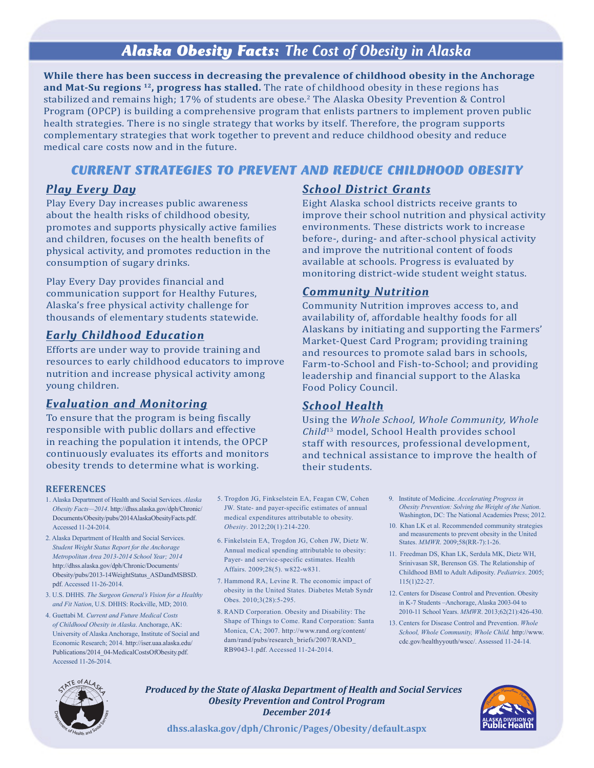# *Alaska Obesity Facts:* *The Cost of Obesity in Alaska*

**While there has been success in decreasing the prevalence of childhood obesity in the Anchorage and Mat-Su regions [12], progress has stalled.** The rate of childhood obesity in these regions has stabilized and remains high; 17% of students are obese.[2] The Alaska Obesity Prevention & Control Program (OPCP) is building a comprehensive program that enlists partners to implement proven public health strategies. There is no single strategy that works by itself. Therefore, the program supports complementary strategies that work together to prevent and reduce childhood obesity and reduce medical care costs now and in the future.

## *CURRENT STRATEGIES TO PREVENT AND REDUCE CHILDHOOD OBESITY*

### *Play Every Day*

Play Every Day increases public awareness about the health risks of childhood obesity, promotes and supports physically active families and children, focuses on the health benefits of physical activity, and promotes reduction in the consumption of sugary drinks.

Play Every Day provides financial and communication support for Healthy Futures, Alaska's free physical activity challenge for thousands of elementary students statewide.

### *Early Childhood Education*

Efforts are under way to provide training and resources to early childhood educators to improve nutrition and increase physical activity among young children.

### *Evaluation and Monitoring*

To ensure that the program is being fiscally responsible with public dollars and effective in reaching the population it intends, the OPCP continuously evaluates its efforts and monitors obesity trends to determine what is working.

### *School District Grants*

Eight Alaska school districts receive grants to improve their school nutrition and physical activity environments. These districts work to increase before-, during- and after-school physical activity and improve the nutritional content of foods available at schools. Progress is evaluated by monitoring district-wide student weight status.

### *Community Nutrition*

Community Nutrition improves access to, and availability of, affordable healthy foods for all Alaskans by initiating and supporting the Farmers' Market-Quest Card Program; providing training and resources to promote salad bars in schools, Farm-to-School and Fish-to-School; and providing leadership and financial support to the Alaska Food Policy Council.

### *School Health*

Using the *Whole School, Whole Community, Whole Child*[13] model, School Health provides school staff with resources, professional development, and technical assistance to improve the health of their students.

#### REFERENCES

1. Alaska Department of Health and Social Services. *Alaska Obesity Facts—2014*. http://dhss.alaska.gov/dph/Chronic/Documents/Obesity/pubs/2014AlaskaObesityFacts.pdf. Accessed 11-24-2014.
2. Alaska Department of Health and Social Services. *Student Weight Status Report for the Anchorage Metropolitan Area 2013-2014 School Year; 2014* http://dhss.alaska.gov/dph/Chronic/Documents/Obesity/pubs/2013-14WeightStatus_ASDandMSBSD.pdf. Accessed 11-26-2014.
3. U.S. DHHS. *The Surgeon General's Vision for a Healthy and Fit Nation*, U.S. DHHS: Rockville, MD; 2010.
4. Guettabi M. *Current and Future Medical Costs of Childhood Obesity in Alaska*. Anchorage, AK: University of Alaska Anchorage, Institute of Social and Economic Research; 2014. http://iser.uaa.alaska.edu/Publications/2014_04-MedicalCostsOfObesity.pdf. Accessed 11-26-2014.
5. Trogdon JG, Finkselstein EA, Feagan CW, Cohen JW. State- and payer-specific estimates of annual medical expenditures attributable to obesity. *Obesity*. 2012;20(1):214-220.
6. Finkelstein EA, Trogdon JG, Cohen JW, Dietz W. Annual medical spending attributable to obesity: Payer- and service-specific estimates. Health Affairs. 2009;28(5). w822-w831.
7. Hammond RA, Levine R. The economic impact of obesity in the United States. Diabetes Metab Syndr Obes. 2010;3(28):5-295.
8. RAND Corporation. Obesity and Disability: The Shape of Things to Come. Rand Corporation: Santa Monica, CA; 2007. http://www.rand.org/content/dam/rand/pubs/research_briefs/2007/RAND_RB9043-1.pdf. Accessed 11-24-2014.
9. Institute of Medicine. *Accelerating Progress in Obesity Prevention: Solving the Weight of the Nation*. Washington, DC: The National Academies Press; 2012.
10. Khan LK et al. Recommended community strategies and measurements to prevent obesity in the United States. *MMWR*. 2009;58(RR-7):1-26.
11. Freedman DS, Khan LK, Serdula MK, Dietz WH, Srinivasan SR, Berenson GS. The Relationship of Childhood BMI to Adult Adiposity. *Pediatrics*. 2005; 115(1)22-27.
12. Centers for Disease Control and Prevention. Obesity in K-7 Students –Anchorage, Alaska 2003-04 to 2010-11 School Years. *MMWR*. 2013;62(21):426-430.
13. Centers for Disease Control and Prevention. *Whole School, Whole Community, Whole Child*. http://www.cdc.gov/healthyyouth/wscc/. Assessed 11-24-14.

***Produced by the State of Alaska Department of Health and Social Services***
***Obesity Prevention and Control Program***
***December 2014***

**dhss.alaska.gov/dph/Chronic/Pages/Obesity/default.aspx**